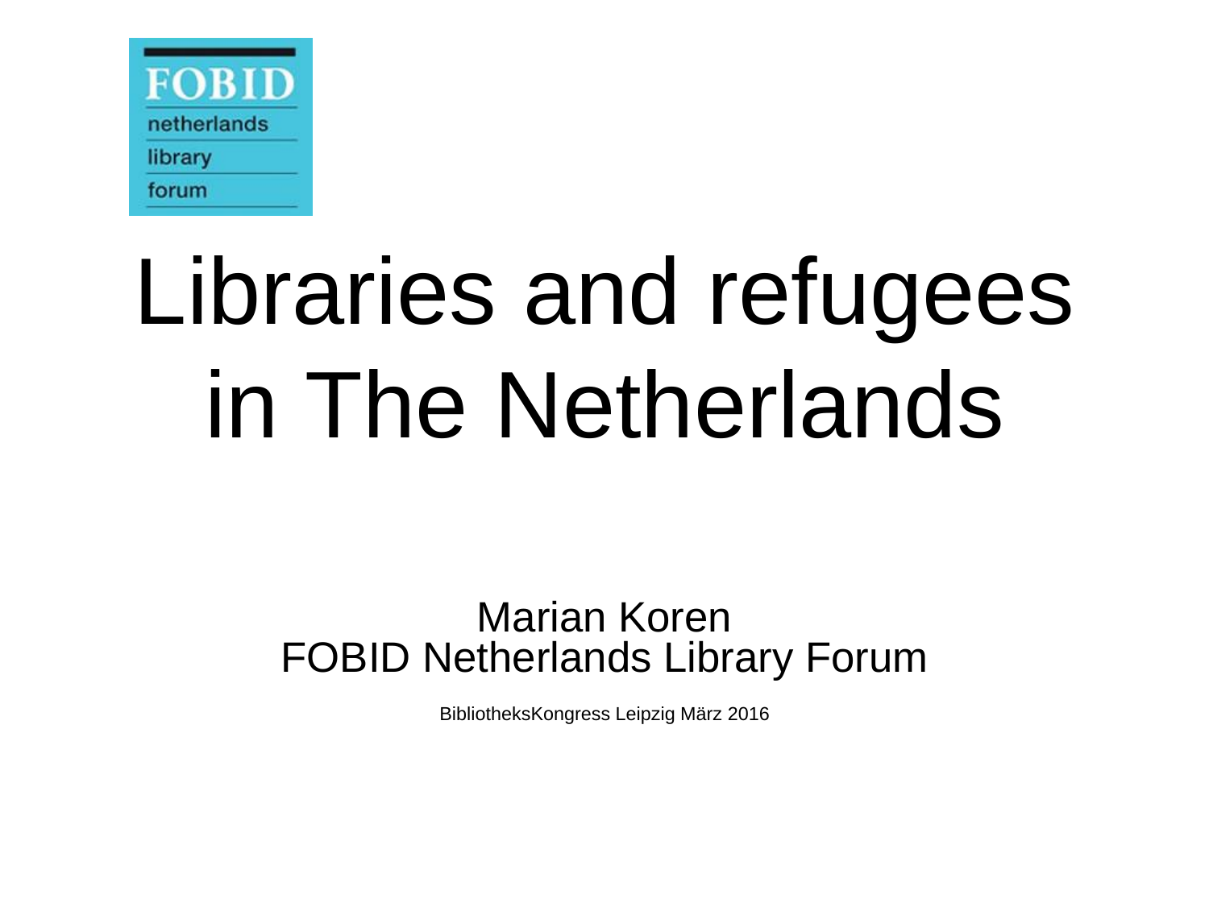FOBID
netherlands
library
forum

# Libraries and refugees in The Netherlands

Marian Koren
FOBID Netherlands Library Forum

BibliotheksKongress Leipzig März 2016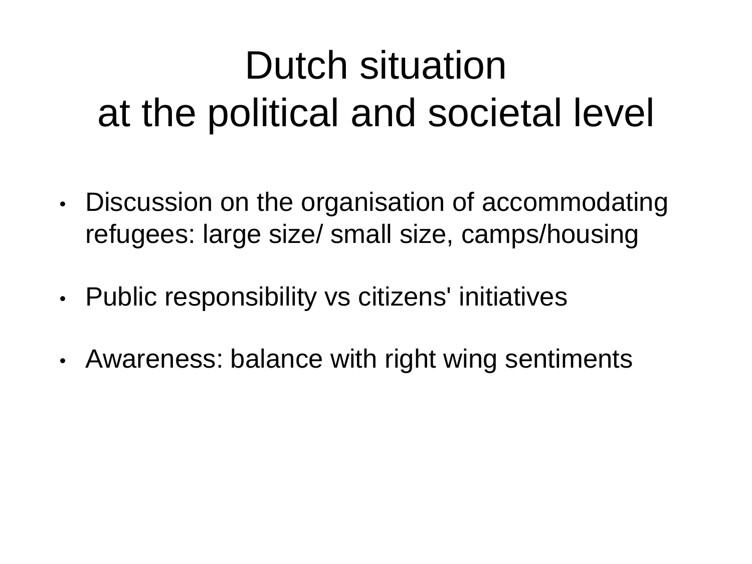# Dutch situation at the political and societal level

- Discussion on the organisation of accommodating refugees: large size/ small size, camps/housing
- Public responsibility vs citizens' initiatives
- Awareness: balance with right wing sentiments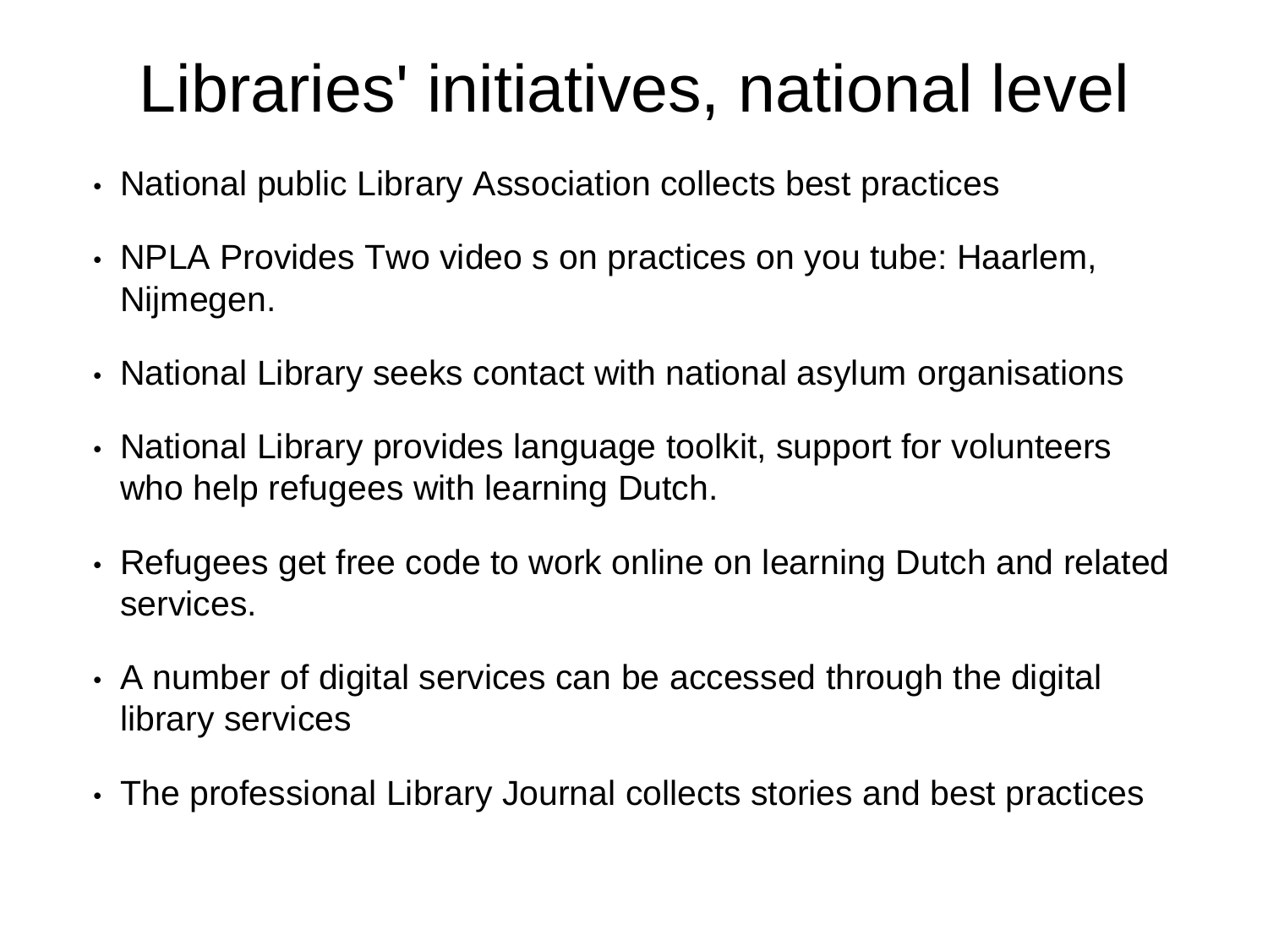# Libraries' initiatives, national level

- National public Library Association collects best practices
- NPLA Provides Two video s on practices on you tube: Haarlem, Nijmegen.
- National Library seeks contact with national asylum organisations
- National Library provides language toolkit, support for volunteers who help refugees with learning Dutch.
- Refugees get free code to work online on learning Dutch and related services.
- A number of digital services can be accessed through the digital library services
- The professional Library Journal collects stories and best practices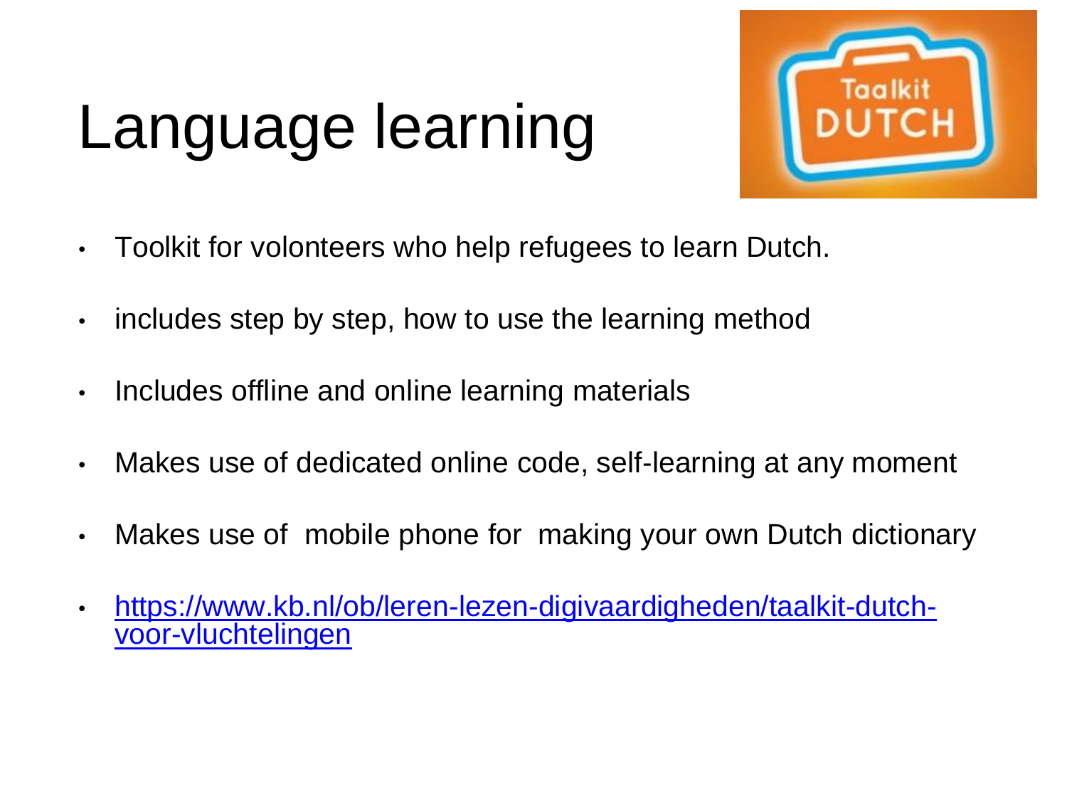# Language learning

- Toolkit for volonteers who help refugees to learn Dutch.
- includes step by step, how to use the learning method
- Includes offline and online learning materials
- Makes use of dedicated online code, self-learning at any moment
- Makes use of mobile phone for making your own Dutch dictionary
- https://www.kb.nl/ob/leren-lezen-digivaardigheden/taalkit-dutch-voor-vluchtelingen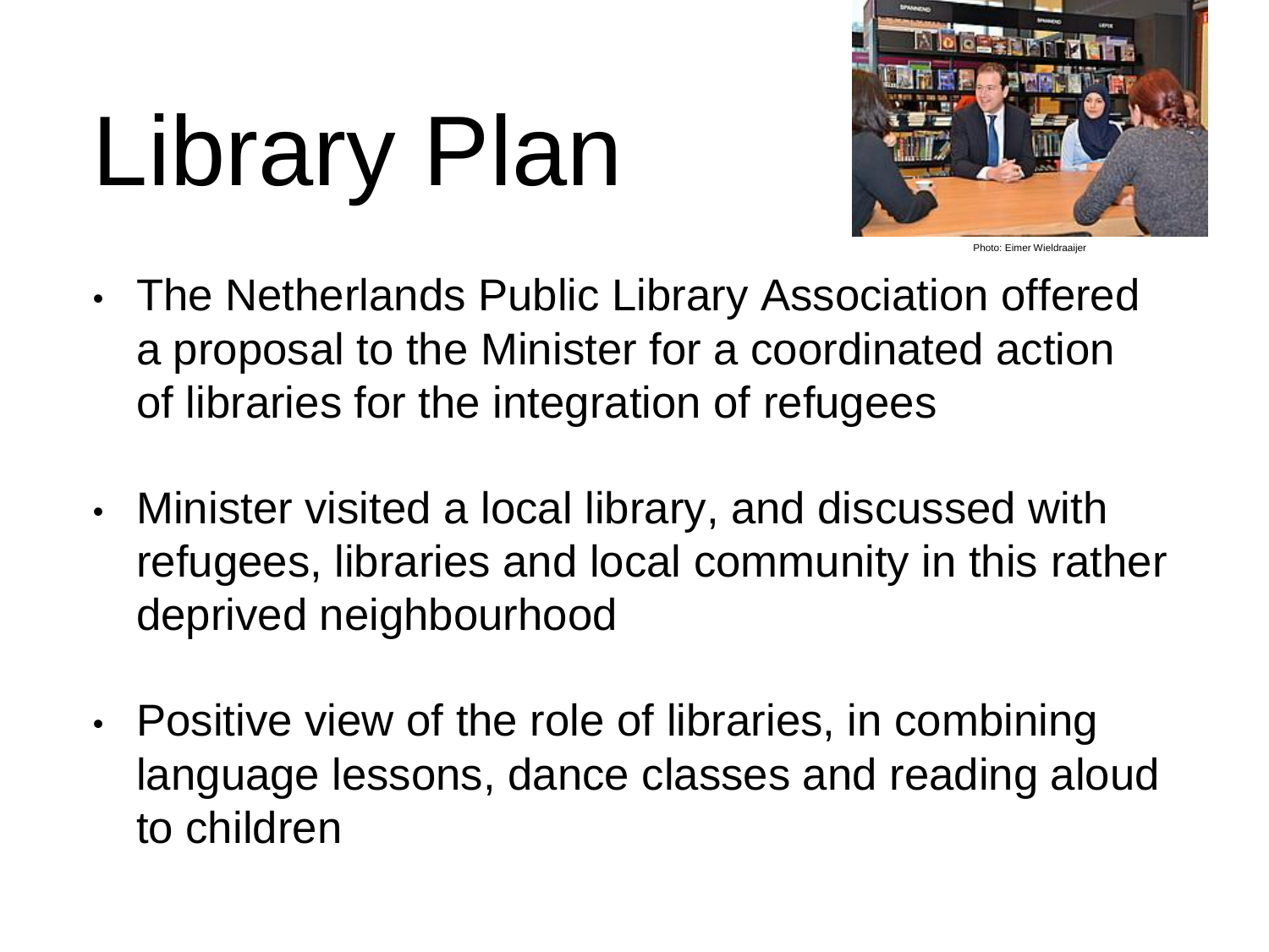# Library Plan

Photo: Eimer Wieldraaijer

- The Netherlands Public Library Association offered a proposal to the Minister for a coordinated action of libraries for the integration of refugees
- Minister visited a local library, and discussed with refugees, libraries and local community in this rather deprived neighbourhood
- Positive view of the role of libraries, in combining language lessons, dance classes and reading aloud to children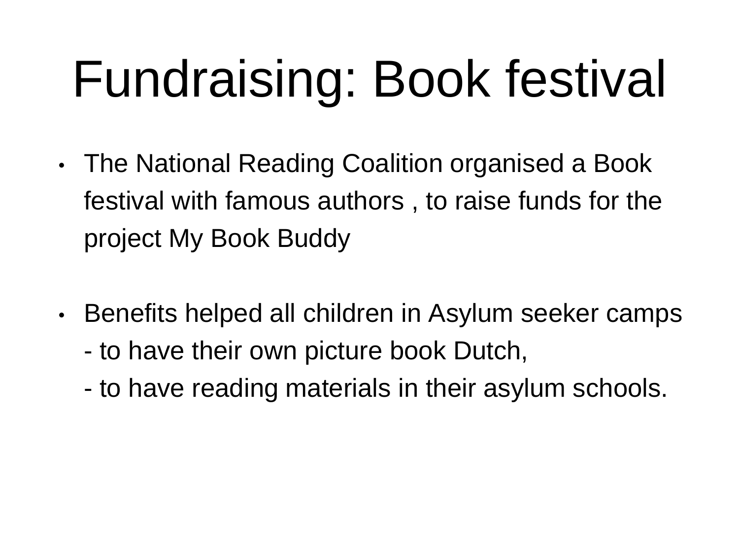# Fundraising: Book festival

- The National Reading Coalition organised a Book festival with famous authors , to raise funds for the project My Book Buddy

- Benefits helped all children in Asylum seeker camps
  - to have their own picture book Dutch,
  - to have reading materials in their asylum schools.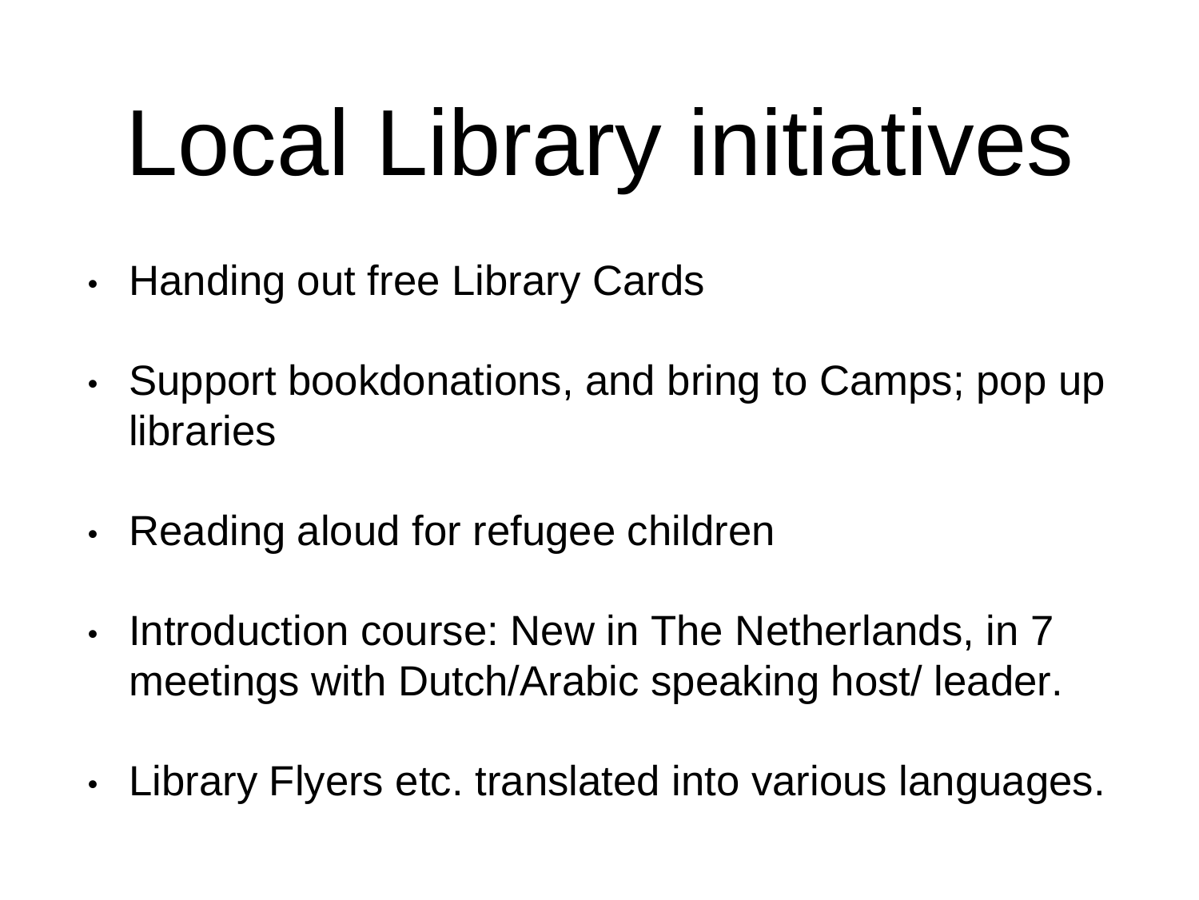# Local Library initiatives

- Handing out free Library Cards
- Support bookdonations, and bring to Camps; pop up libraries
- Reading aloud for refugee children
- Introduction course: New in The Netherlands, in 7 meetings with Dutch/Arabic speaking host/ leader.
- Library Flyers etc. translated into various languages.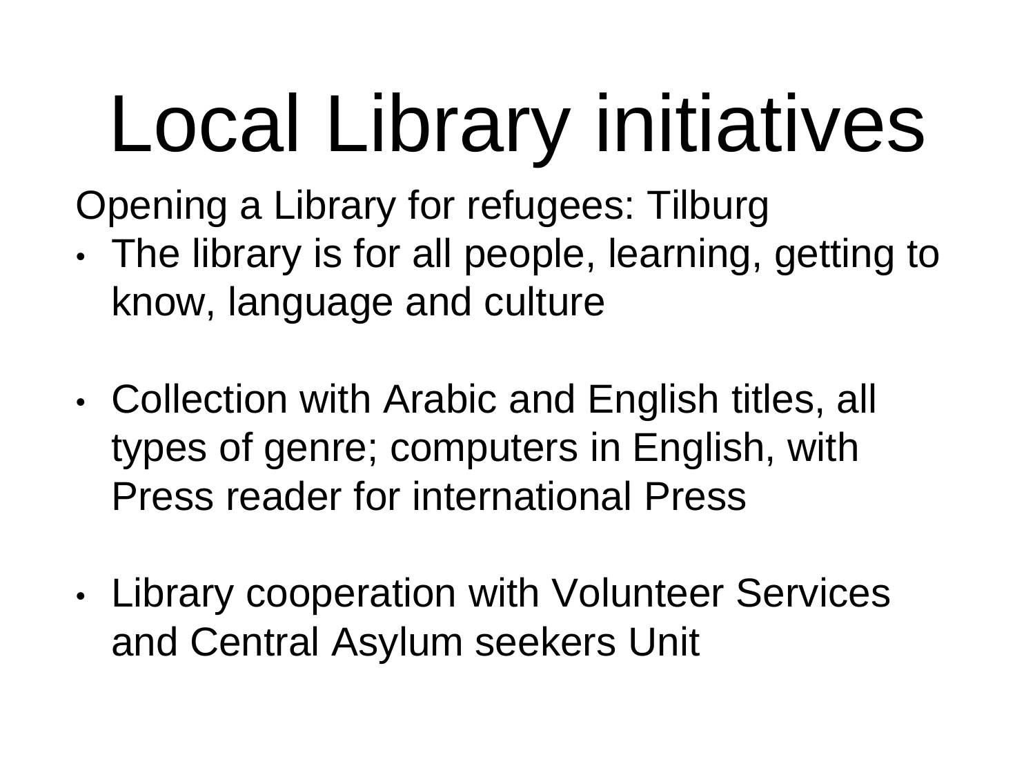# Local Library initiatives

Opening a Library for refugees: Tilburg

- The library is for all people, learning, getting to know, language and culture
- Collection with Arabic and English titles, all types of genre; computers in English, with Press reader for international Press
- Library cooperation with Volunteer Services and Central Asylum seekers Unit